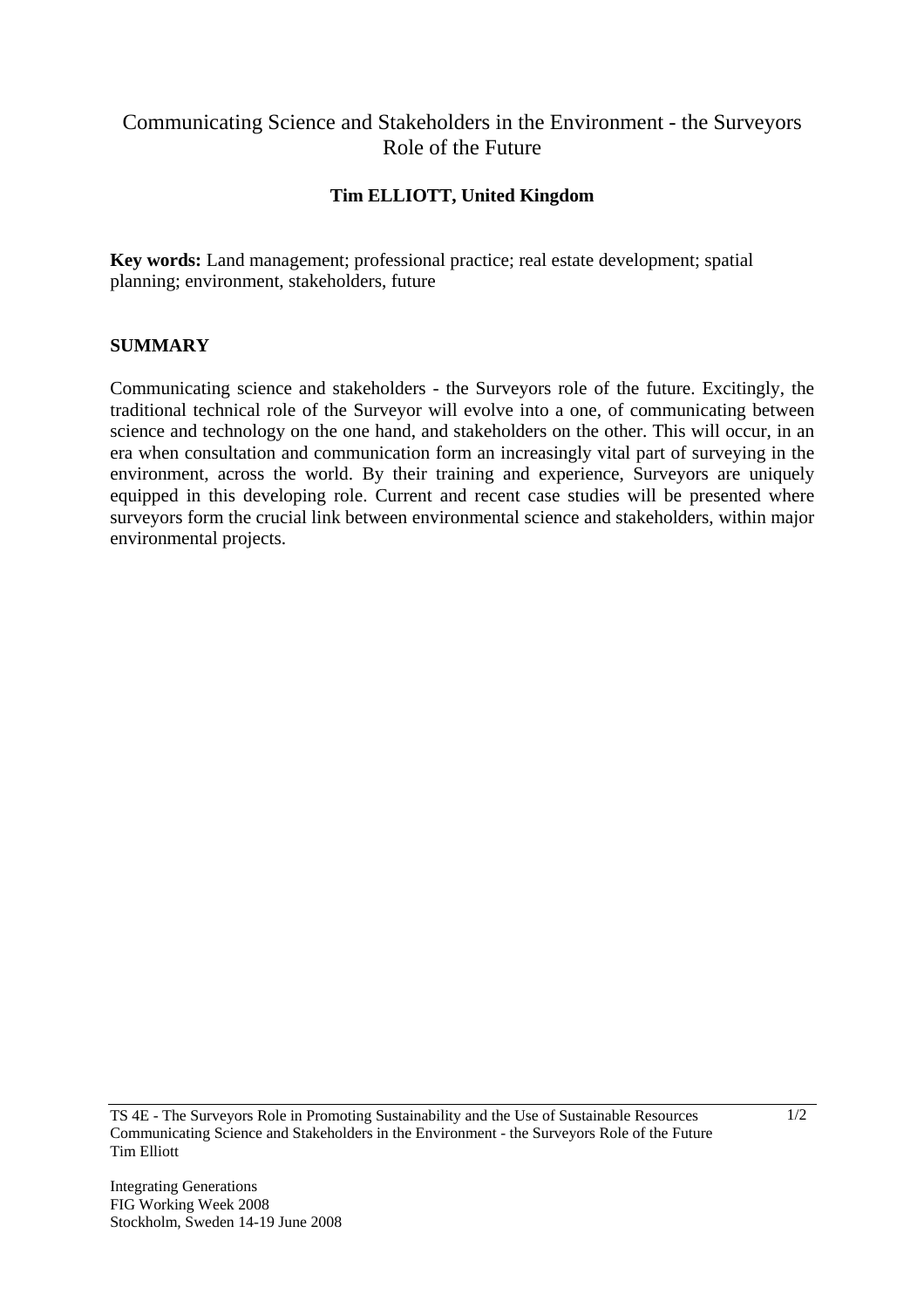# Communicating Science and Stakeholders in the Environment - the Surveyors Role of the Future

**Tim ELLIOTT, United Kingdom**

**Key words:** Land management; professional practice; real estate development; spatial planning; environment, stakeholders, future

## SUMMARY

Communicating science and stakeholders - the Surveyors role of the future. Excitingly, the traditional technical role of the Surveyor will evolve into a one, of communicating between science and technology on the one hand, and stakeholders on the other. This will occur, in an era when consultation and communication form an increasingly vital part of surveying in the environment, across the world. By their training and experience, Surveyors are uniquely equipped in this developing role. Current and recent case studies will be presented where surveyors form the crucial link between environmental science and stakeholders, within major environmental projects.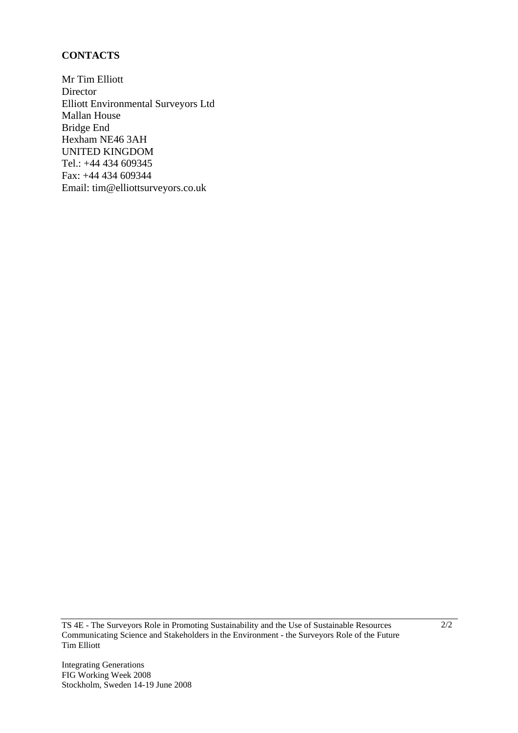**CONTACTS**

Mr Tim Elliott
Director
Elliott Environmental Surveyors Ltd
Mallan House
Bridge End
Hexham NE46 3AH
UNITED KINGDOM
Tel.: +44 434 609345
Fax: +44 434 609344
Email: tim@elliottsurveyors.co.uk